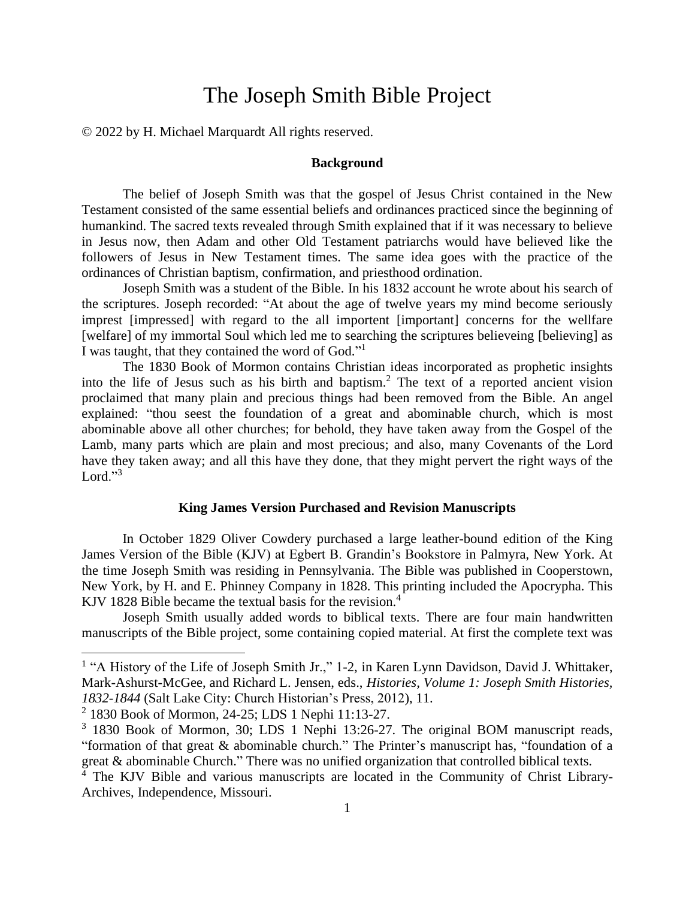# The Joseph Smith Bible Project

© 2022 by H. Michael Marquardt All rights reserved.

## Background

The belief of Joseph Smith was that the gospel of Jesus Christ contained in the New Testament consisted of the same essential beliefs and ordinances practiced since the beginning of humankind. The sacred texts revealed through Smith explained that if it was necessary to believe in Jesus now, then Adam and other Old Testament patriarchs would have believed like the followers of Jesus in New Testament times. The same idea goes with the practice of the ordinances of Christian baptism, confirmation, and priesthood ordination.

Joseph Smith was a student of the Bible. In his 1832 account he wrote about his search of the scriptures. Joseph recorded: "At about the age of twelve years my mind become seriously imprest [impressed] with regard to the all importent [important] concerns for the wellfare [welfare] of my immortal Soul which led me to searching the scriptures believeing [believing] as I was taught, that they contained the word of God."[1]

The 1830 Book of Mormon contains Christian ideas incorporated as prophetic insights into the life of Jesus such as his birth and baptism.[2] The text of a reported ancient vision proclaimed that many plain and precious things had been removed from the Bible. An angel explained: "thou seest the foundation of a great and abominable church, which is most abominable above all other churches; for behold, they have taken away from the Gospel of the Lamb, many parts which are plain and most precious; and also, many Covenants of the Lord have they taken away; and all this have they done, that they might pervert the right ways of the Lord."[3]

## King James Version Purchased and Revision Manuscripts

In October 1829 Oliver Cowdery purchased a large leather-bound edition of the King James Version of the Bible (KJV) at Egbert B. Grandin's Bookstore in Palmyra, New York. At the time Joseph Smith was residing in Pennsylvania. The Bible was published in Cooperstown, New York, by H. and E. Phinney Company in 1828. This printing included the Apocrypha. This KJV 1828 Bible became the textual basis for the revision.[4]

Joseph Smith usually added words to biblical texts. There are four main handwritten manuscripts of the Bible project, some containing copied material. At first the complete text was

---

[1] "A History of the Life of Joseph Smith Jr.," 1-2, in Karen Lynn Davidson, David J. Whittaker, Mark-Ashurst-McGee, and Richard L. Jensen, eds., *Histories, Volume 1: Joseph Smith Histories, 1832-1844* (Salt Lake City: Church Historian's Press, 2012), 11.

[2] 1830 Book of Mormon, 24-25; LDS 1 Nephi 11:13-27.

[3] 1830 Book of Mormon, 30; LDS 1 Nephi 13:26-27. The original BOM manuscript reads, "formation of that great & abominable church." The Printer's manuscript has, "foundation of a great & abominable Church." There was no unified organization that controlled biblical texts.

[4] The KJV Bible and various manuscripts are located in the Community of Christ Library-Archives, Independence, Missouri.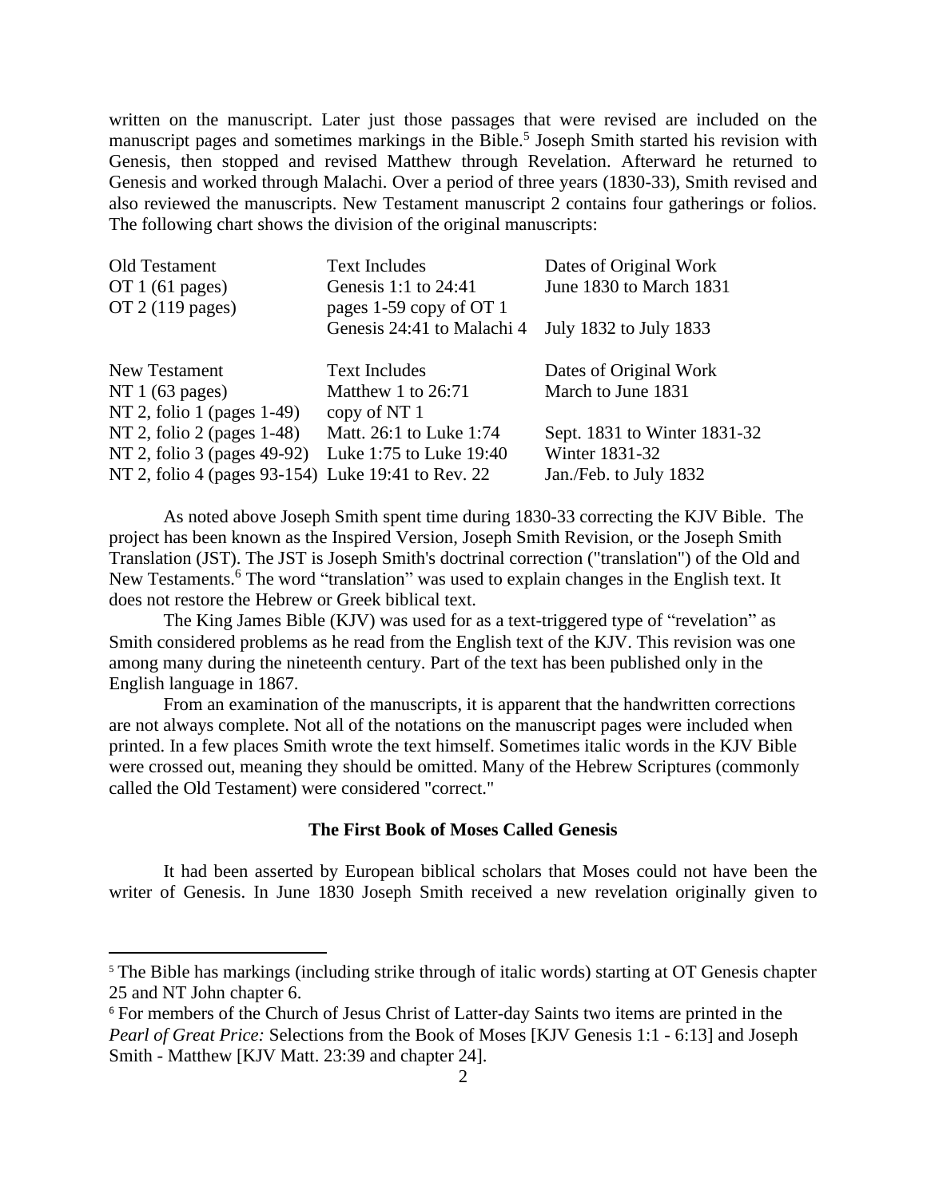written on the manuscript. Later just those passages that were revised are included on the manuscript pages and sometimes markings in the Bible.[5] Joseph Smith started his revision with Genesis, then stopped and revised Matthew through Revelation. Afterward he returned to Genesis and worked through Malachi. Over a period of three years (1830-33), Smith revised and also reviewed the manuscripts. New Testament manuscript 2 contains four gatherings or folios. The following chart shows the division of the original manuscripts:

| Old Testament | Text Includes | Dates of Original Work |
|---|---|---|
| OT 1 (61 pages) | Genesis 1:1 to 24:41 | June 1830 to March 1831 |
| OT 2 (119 pages) | pages 1-59 copy of OT 1 | |
| | Genesis 24:41 to Malachi 4 | July 1832 to July 1833 |

| New Testament | Text Includes | Dates of Original Work |
|---|---|---|
| NT 1 (63 pages) | Matthew 1 to 26:71 | March to June 1831 |
| NT 2, folio 1 (pages 1-49) | copy of NT 1 | |
| NT 2, folio 2 (pages 1-48) | Matt. 26:1 to Luke 1:74 | Sept. 1831 to Winter 1831-32 |
| NT 2, folio 3 (pages 49-92) | Luke 1:75 to Luke 19:40 | Winter 1831-32 |
| NT 2, folio 4 (pages 93-154) | Luke 19:41 to Rev. 22 | Jan./Feb. to July 1832 |

As noted above Joseph Smith spent time during 1830-33 correcting the KJV Bible. The project has been known as the Inspired Version, Joseph Smith Revision, or the Joseph Smith Translation (JST). The JST is Joseph Smith's doctrinal correction ("translation") of the Old and New Testaments.[6] The word "translation" was used to explain changes in the English text. It does not restore the Hebrew or Greek biblical text.

The King James Bible (KJV) was used for as a text-triggered type of "revelation" as Smith considered problems as he read from the English text of the KJV. This revision was one among many during the nineteenth century. Part of the text has been published only in the English language in 1867.

From an examination of the manuscripts, it is apparent that the handwritten corrections are not always complete. Not all of the notations on the manuscript pages were included when printed. In a few places Smith wrote the text himself. Sometimes italic words in the KJV Bible were crossed out, meaning they should be omitted. Many of the Hebrew Scriptures (commonly called the Old Testament) were considered "correct."

### The First Book of Moses Called Genesis

It had been asserted by European biblical scholars that Moses could not have been the writer of Genesis. In June 1830 Joseph Smith received a new revelation originally given to

[5] The Bible has markings (including strike through of italic words) starting at OT Genesis chapter 25 and NT John chapter 6.

[6] For members of the Church of Jesus Christ of Latter-day Saints two items are printed in the *Pearl of Great Price:* Selections from the Book of Moses [KJV Genesis 1:1 - 6:13] and Joseph Smith - Matthew [KJV Matt. 23:39 and chapter 24].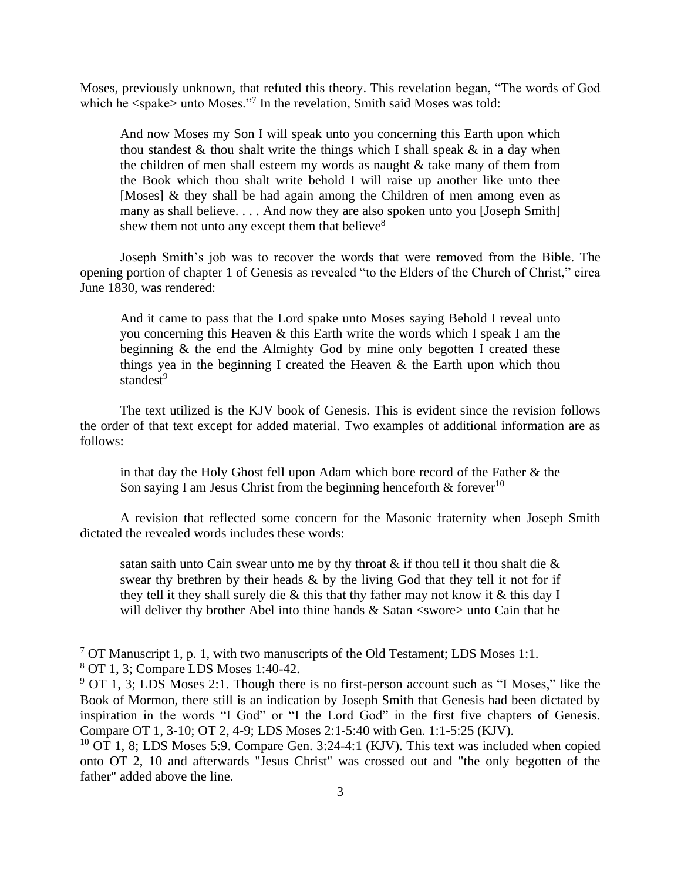Moses, previously unknown, that refuted this theory. This revelation began, "The words of God which he <spake> unto Moses."[7] In the revelation, Smith said Moses was told:

> And now Moses my Son I will speak unto you concerning this Earth upon which thou standest & thou shalt write the things which I shall speak & in a day when the children of men shall esteem my words as naught & take many of them from the Book which thou shalt write behold I will raise up another like unto thee [Moses] & they shall be had again among the Children of men among even as many as shall believe. . . . And now they are also spoken unto you [Joseph Smith] shew them not unto any except them that believe[8]

Joseph Smith's job was to recover the words that were removed from the Bible. The opening portion of chapter 1 of Genesis as revealed "to the Elders of the Church of Christ," circa June 1830, was rendered:

> And it came to pass that the Lord spake unto Moses saying Behold I reveal unto you concerning this Heaven & this Earth write the words which I speak I am the beginning & the end the Almighty God by mine only begotten I created these things yea in the beginning I created the Heaven & the Earth upon which thou standest[9]

The text utilized is the KJV book of Genesis. This is evident since the revision follows the order of that text except for added material. Two examples of additional information are as follows:

> in that day the Holy Ghost fell upon Adam which bore record of the Father & the Son saying I am Jesus Christ from the beginning henceforth & forever[10]

A revision that reflected some concern for the Masonic fraternity when Joseph Smith dictated the revealed words includes these words:

> satan saith unto Cain swear unto me by thy throat & if thou tell it thou shalt die & swear thy brethren by their heads & by the living God that they tell it not for if they tell it they shall surely die & this that thy father may not know it & this day I will deliver thy brother Abel into thine hands & Satan <swore> unto Cain that he

---

[7] OT Manuscript 1, p. 1, with two manuscripts of the Old Testament; LDS Moses 1:1.

[8] OT 1, 3; Compare LDS Moses 1:40-42.

[9] OT 1, 3; LDS Moses 2:1. Though there is no first-person account such as "I Moses," like the Book of Mormon, there still is an indication by Joseph Smith that Genesis had been dictated by inspiration in the words "I God" or "I the Lord God" in the first five chapters of Genesis. Compare OT 1, 3-10; OT 2, 4-9; LDS Moses 2:1-5:40 with Gen. 1:1-5:25 (KJV).

[10] OT 1, 8; LDS Moses 5:9. Compare Gen. 3:24-4:1 (KJV). This text was included when copied onto OT 2, 10 and afterwards "Jesus Christ" was crossed out and "the only begotten of the father" added above the line.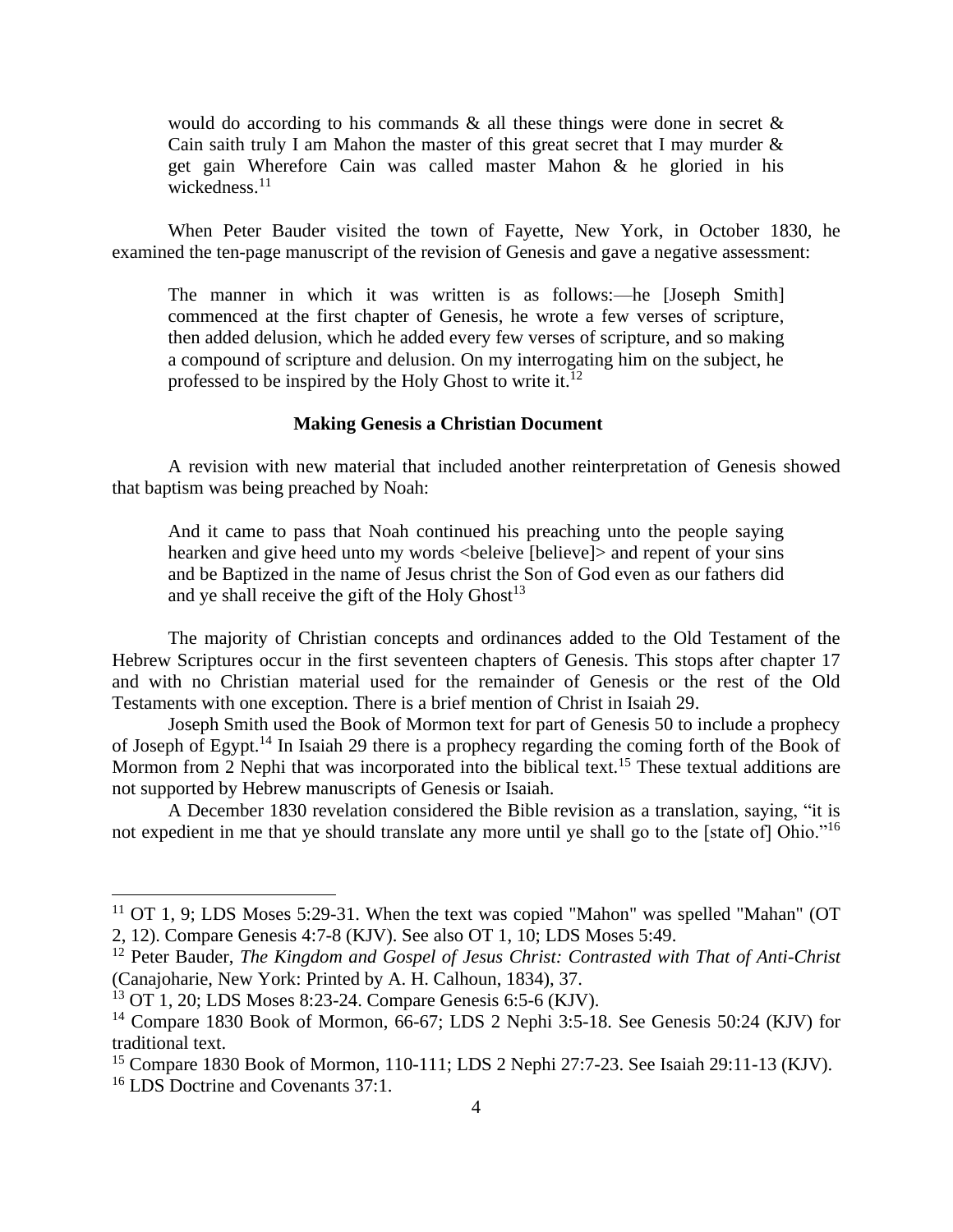> would do according to his commands & all these things were done in secret & Cain saith truly I am Mahon the master of this great secret that I may murder & get gain Wherefore Cain was called master Mahon & he gloried in his wickedness.[11]

When Peter Bauder visited the town of Fayette, New York, in October 1830, he examined the ten-page manuscript of the revision of Genesis and gave a negative assessment:

> The manner in which it was written is as follows:—he [Joseph Smith] commenced at the first chapter of Genesis, he wrote a few verses of scripture, then added delusion, which he added every few verses of scripture, and so making a compound of scripture and delusion. On my interrogating him on the subject, he professed to be inspired by the Holy Ghost to write it.[12]

### Making Genesis a Christian Document

A revision with new material that included another reinterpretation of Genesis showed that baptism was being preached by Noah:

> And it came to pass that Noah continued his preaching unto the people saying hearken and give heed unto my words <beleive [believe]> and repent of your sins and be Baptized in the name of Jesus christ the Son of God even as our fathers did and ye shall receive the gift of the Holy Ghost[13]

The majority of Christian concepts and ordinances added to the Old Testament of the Hebrew Scriptures occur in the first seventeen chapters of Genesis. This stops after chapter 17 and with no Christian material used for the remainder of Genesis or the rest of the Old Testaments with one exception. There is a brief mention of Christ in Isaiah 29.

Joseph Smith used the Book of Mormon text for part of Genesis 50 to include a prophecy of Joseph of Egypt.[14] In Isaiah 29 there is a prophecy regarding the coming forth of the Book of Mormon from 2 Nephi that was incorporated into the biblical text.[15] These textual additions are not supported by Hebrew manuscripts of Genesis or Isaiah.

A December 1830 revelation considered the Bible revision as a translation, saying, "it is not expedient in me that ye should translate any more until ye shall go to the [state of] Ohio."[16]

---

[11] OT 1, 9; LDS Moses 5:29-31. When the text was copied "Mahon" was spelled "Mahan" (OT 2, 12). Compare Genesis 4:7-8 (KJV). See also OT 1, 10; LDS Moses 5:49.

[12] Peter Bauder, *The Kingdom and Gospel of Jesus Christ: Contrasted with That of Anti-Christ* (Canajoharie, New York: Printed by A. H. Calhoun, 1834), 37.

[13] OT 1, 20; LDS Moses 8:23-24. Compare Genesis 6:5-6 (KJV).

[14] Compare 1830 Book of Mormon, 66-67; LDS 2 Nephi 3:5-18. See Genesis 50:24 (KJV) for traditional text.

[15] Compare 1830 Book of Mormon, 110-111; LDS 2 Nephi 27:7-23. See Isaiah 29:11-13 (KJV).

[16] LDS Doctrine and Covenants 37:1.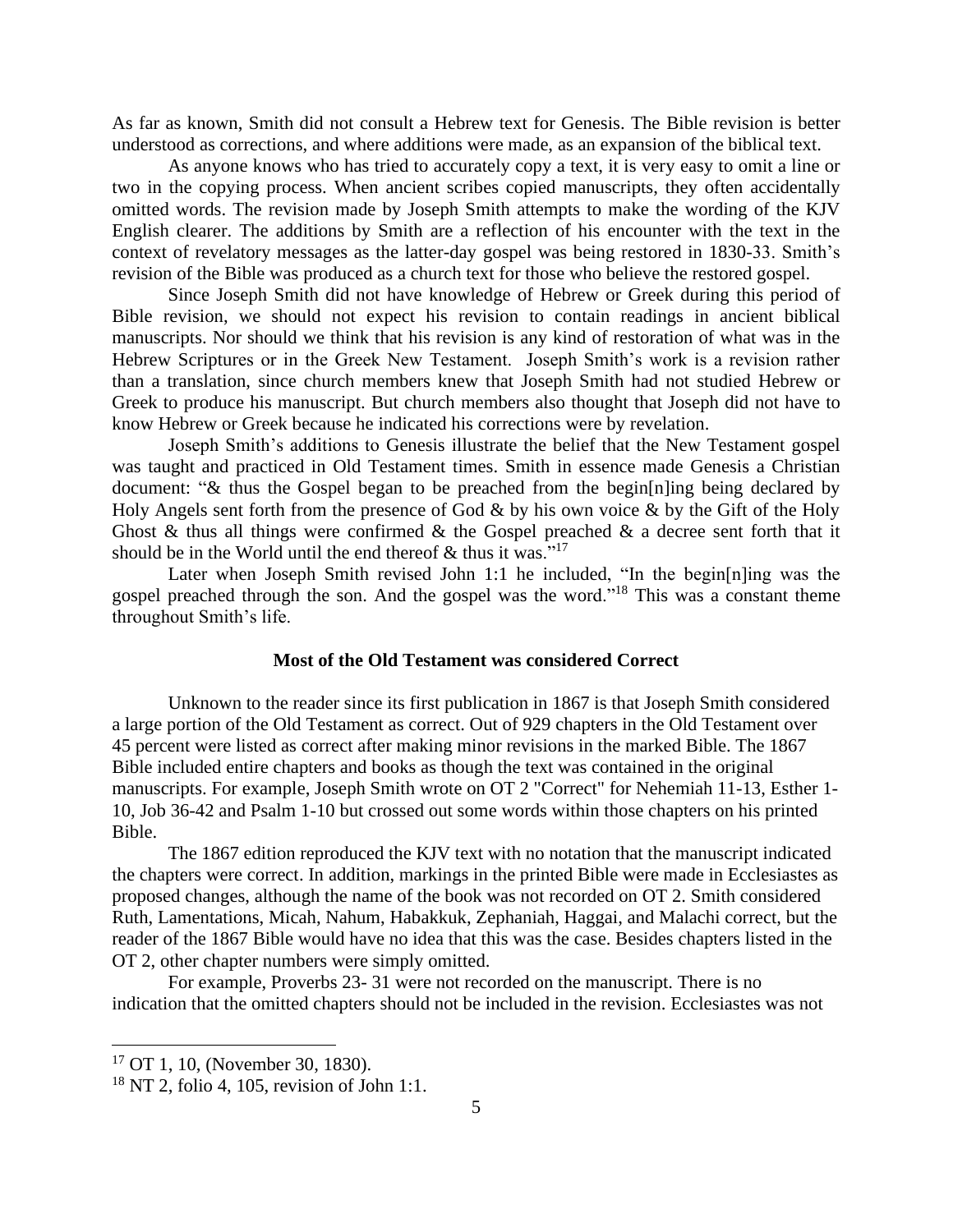As far as known, Smith did not consult a Hebrew text for Genesis. The Bible revision is better understood as corrections, and where additions were made, as an expansion of the biblical text.

As anyone knows who has tried to accurately copy a text, it is very easy to omit a line or two in the copying process. When ancient scribes copied manuscripts, they often accidentally omitted words. The revision made by Joseph Smith attempts to make the wording of the KJV English clearer. The additions by Smith are a reflection of his encounter with the text in the context of revelatory messages as the latter-day gospel was being restored in 1830-33. Smith's revision of the Bible was produced as a church text for those who believe the restored gospel.

Since Joseph Smith did not have knowledge of Hebrew or Greek during this period of Bible revision, we should not expect his revision to contain readings in ancient biblical manuscripts. Nor should we think that his revision is any kind of restoration of what was in the Hebrew Scriptures or in the Greek New Testament. Joseph Smith's work is a revision rather than a translation, since church members knew that Joseph Smith had not studied Hebrew or Greek to produce his manuscript. But church members also thought that Joseph did not have to know Hebrew or Greek because he indicated his corrections were by revelation.

Joseph Smith's additions to Genesis illustrate the belief that the New Testament gospel was taught and practiced in Old Testament times. Smith in essence made Genesis a Christian document: "& thus the Gospel began to be preached from the begin[n]ing being declared by Holy Angels sent forth from the presence of God & by his own voice & by the Gift of the Holy Ghost & thus all things were confirmed & the Gospel preached & a decree sent forth that it should be in the World until the end thereof & thus it was."[17]

Later when Joseph Smith revised John 1:1 he included, "In the begin[n]ing was the gospel preached through the son. And the gospel was the word."[18] This was a constant theme throughout Smith's life.

**Most of the Old Testament was considered Correct**

Unknown to the reader since its first publication in 1867 is that Joseph Smith considered a large portion of the Old Testament as correct. Out of 929 chapters in the Old Testament over 45 percent were listed as correct after making minor revisions in the marked Bible. The 1867 Bible included entire chapters and books as though the text was contained in the original manuscripts. For example, Joseph Smith wrote on OT 2 "Correct" for Nehemiah 11-13, Esther 1-10, Job 36-42 and Psalm 1-10 but crossed out some words within those chapters on his printed Bible.

The 1867 edition reproduced the KJV text with no notation that the manuscript indicated the chapters were correct. In addition, markings in the printed Bible were made in Ecclesiastes as proposed changes, although the name of the book was not recorded on OT 2. Smith considered Ruth, Lamentations, Micah, Nahum, Habakkuk, Zephaniah, Haggai, and Malachi correct, but the reader of the 1867 Bible would have no idea that this was the case. Besides chapters listed in the OT 2, other chapter numbers were simply omitted.

For example, Proverbs 23- 31 were not recorded on the manuscript. There is no indication that the omitted chapters should not be included in the revision. Ecclesiastes was not

---

[17] OT 1, 10, (November 30, 1830).

[18] NT 2, folio 4, 105, revision of John 1:1.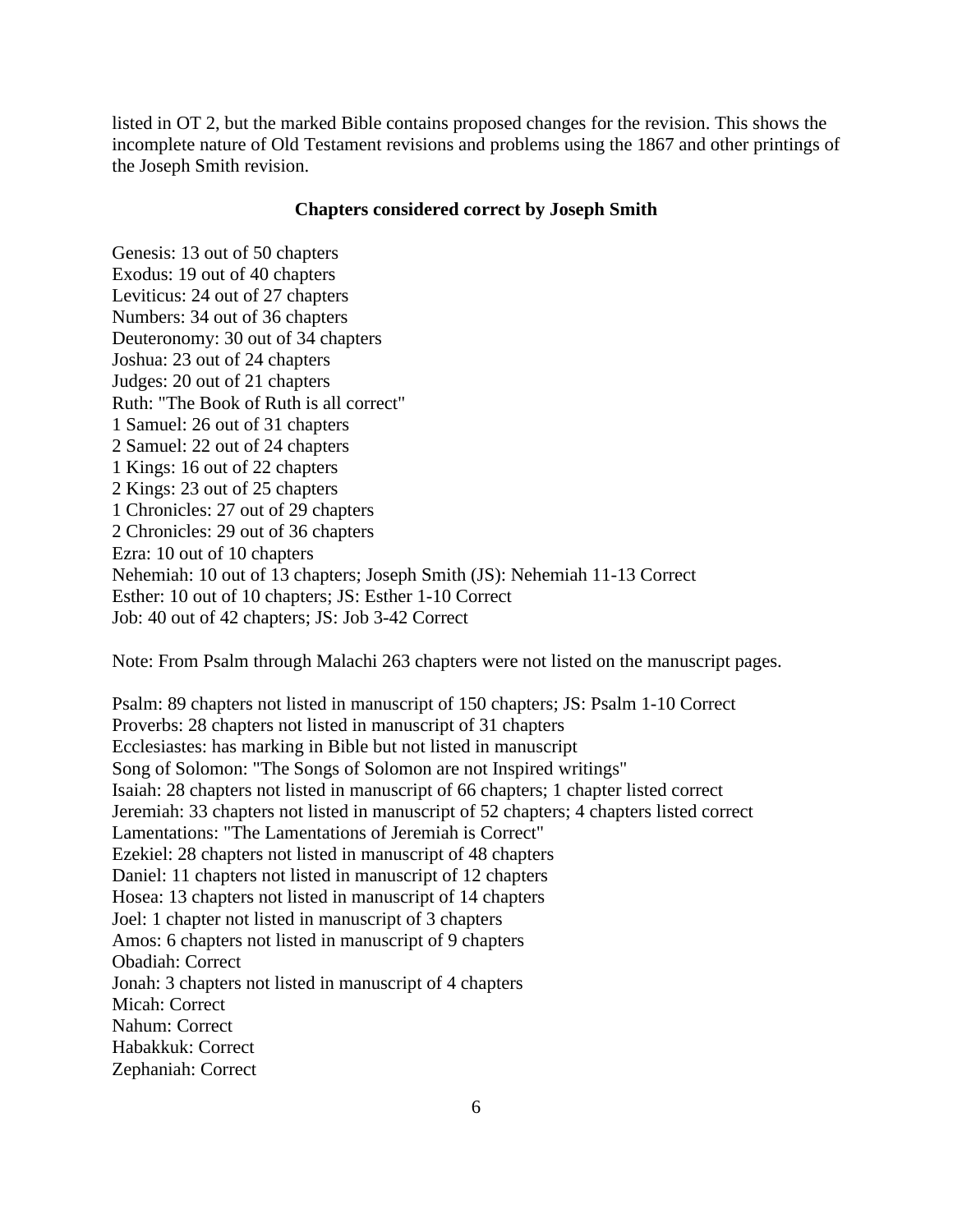listed in OT 2, but the marked Bible contains proposed changes for the revision. This shows the incomplete nature of Old Testament revisions and problems using the 1867 and other printings of the Joseph Smith revision.

**Chapters considered correct by Joseph Smith**

Genesis: 13 out of 50 chapters
Exodus: 19 out of 40 chapters
Leviticus: 24 out of 27 chapters
Numbers: 34 out of 36 chapters
Deuteronomy: 30 out of 34 chapters
Joshua: 23 out of 24 chapters
Judges: 20 out of 21 chapters
Ruth: "The Book of Ruth is all correct"
1 Samuel: 26 out of 31 chapters
2 Samuel: 22 out of 24 chapters
1 Kings: 16 out of 22 chapters
2 Kings: 23 out of 25 chapters
1 Chronicles: 27 out of 29 chapters
2 Chronicles: 29 out of 36 chapters
Ezra: 10 out of 10 chapters
Nehemiah: 10 out of 13 chapters; Joseph Smith (JS): Nehemiah 11-13 Correct
Esther: 10 out of 10 chapters; JS: Esther 1-10 Correct
Job: 40 out of 42 chapters; JS: Job 3-42 Correct

Note: From Psalm through Malachi 263 chapters were not listed on the manuscript pages.

Psalm: 89 chapters not listed in manuscript of 150 chapters; JS: Psalm 1-10 Correct
Proverbs: 28 chapters not listed in manuscript of 31 chapters
Ecclesiastes: has marking in Bible but not listed in manuscript
Song of Solomon: "The Songs of Solomon are not Inspired writings"
Isaiah: 28 chapters not listed in manuscript of 66 chapters; 1 chapter listed correct
Jeremiah: 33 chapters not listed in manuscript of 52 chapters; 4 chapters listed correct
Lamentations: "The Lamentations of Jeremiah is Correct"
Ezekiel: 28 chapters not listed in manuscript of 48 chapters
Daniel: 11 chapters not listed in manuscript of 12 chapters
Hosea: 13 chapters not listed in manuscript of 14 chapters
Joel: 1 chapter not listed in manuscript of 3 chapters
Amos: 6 chapters not listed in manuscript of 9 chapters
Obadiah: Correct
Jonah: 3 chapters not listed in manuscript of 4 chapters
Micah: Correct
Nahum: Correct
Habakkuk: Correct
Zephaniah: Correct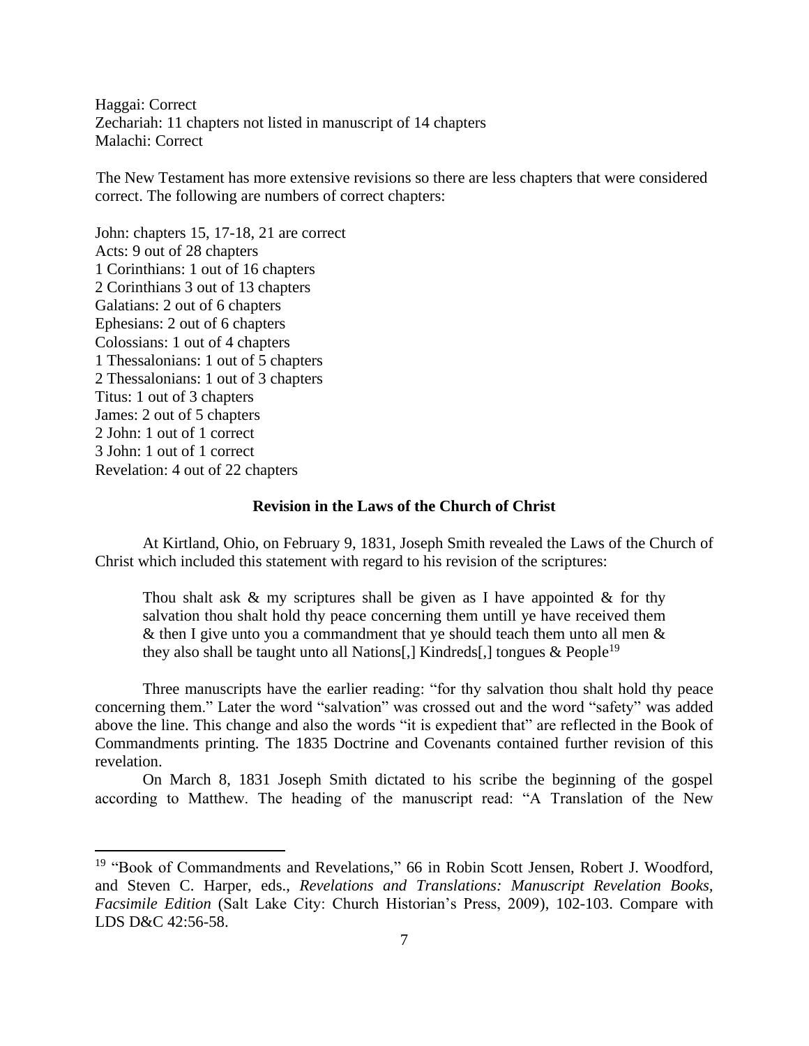Haggai: Correct  
Zechariah: 11 chapters not listed in manuscript of 14 chapters  
Malachi: Correct

The New Testament has more extensive revisions so there are less chapters that were considered correct. The following are numbers of correct chapters:

John: chapters 15, 17-18, 21 are correct  
Acts: 9 out of 28 chapters  
1 Corinthians: 1 out of 16 chapters  
2 Corinthians 3 out of 13 chapters  
Galatians: 2 out of 6 chapters  
Ephesians: 2 out of 6 chapters  
Colossians: 1 out of 4 chapters  
1 Thessalonians: 1 out of 5 chapters  
2 Thessalonians: 1 out of 3 chapters  
Titus: 1 out of 3 chapters  
James: 2 out of 5 chapters  
2 John: 1 out of 1 correct  
3 John: 1 out of 1 correct  
Revelation: 4 out of 22 chapters

### Revision in the Laws of the Church of Christ

At Kirtland, Ohio, on February 9, 1831, Joseph Smith revealed the Laws of the Church of Christ which included this statement with regard to his revision of the scriptures:

> Thou shalt ask & my scriptures shall be given as I have appointed & for thy salvation thou shalt hold thy peace concerning them untill ye have received them & then I give unto you a commandment that ye should teach them unto all men & they also shall be taught unto all Nations[,] Kindreds[,] tongues & People[19]

Three manuscripts have the earlier reading: "for thy salvation thou shalt hold thy peace concerning them." Later the word "salvation" was crossed out and the word "safety" was added above the line. This change and also the words "it is expedient that" are reflected in the Book of Commandments printing. The 1835 Doctrine and Covenants contained further revision of this revelation.

On March 8, 1831 Joseph Smith dictated to his scribe the beginning of the gospel according to Matthew. The heading of the manuscript read: "A Translation of the New

---

[19] "Book of Commandments and Revelations," 66 in Robin Scott Jensen, Robert J. Woodford, and Steven C. Harper, eds., *Revelations and Translations: Manuscript Revelation Books, Facsimile Edition* (Salt Lake City: Church Historian's Press, 2009), 102-103. Compare with LDS D&C 42:56-58.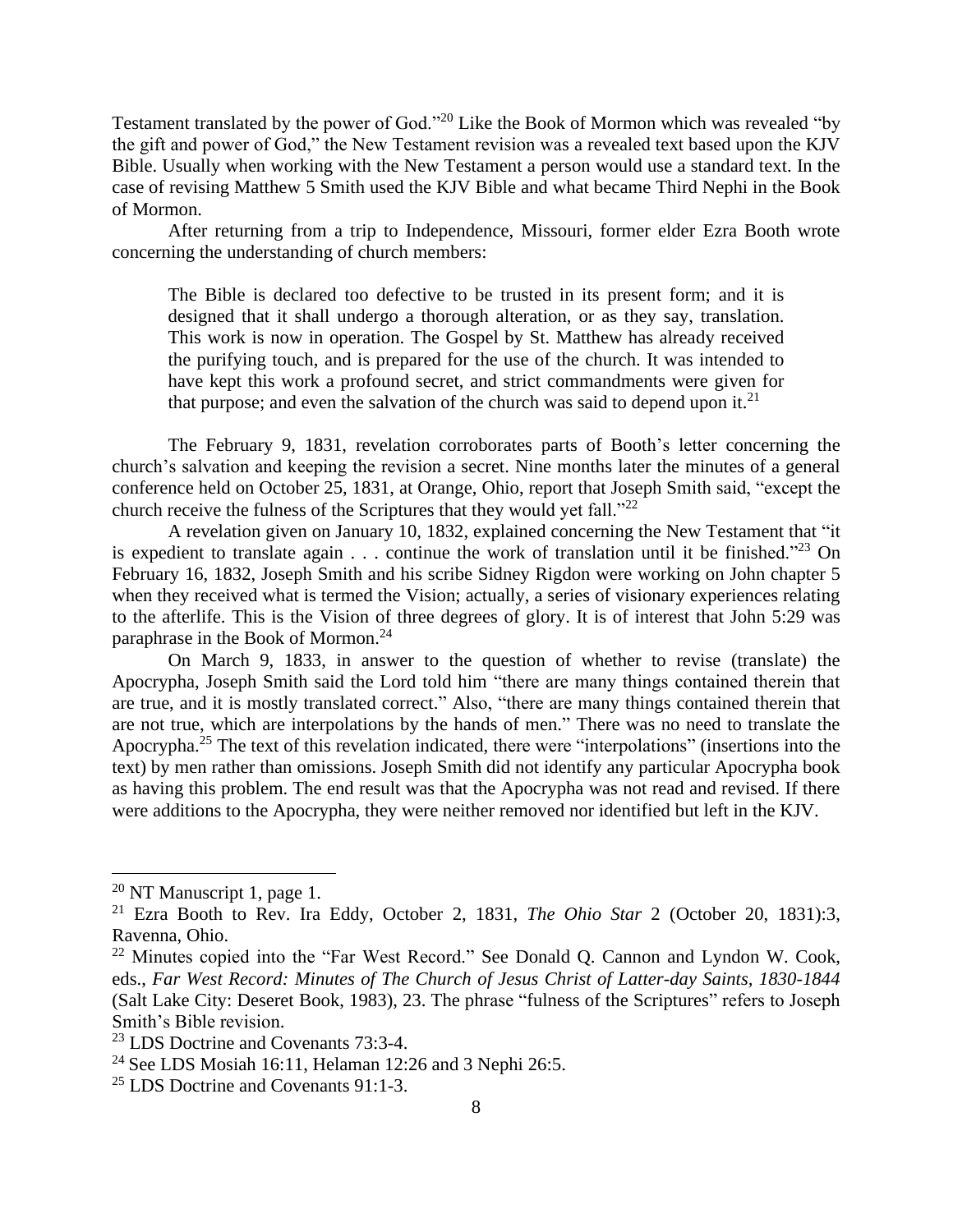Testament translated by the power of God."[20] Like the Book of Mormon which was revealed "by the gift and power of God," the New Testament revision was a revealed text based upon the KJV Bible. Usually when working with the New Testament a person would use a standard text. In the case of revising Matthew 5 Smith used the KJV Bible and what became Third Nephi in the Book of Mormon.

After returning from a trip to Independence, Missouri, former elder Ezra Booth wrote concerning the understanding of church members:

> The Bible is declared too defective to be trusted in its present form; and it is designed that it shall undergo a thorough alteration, or as they say, translation. This work is now in operation. The Gospel by St. Matthew has already received the purifying touch, and is prepared for the use of the church. It was intended to have kept this work a profound secret, and strict commandments were given for that purpose; and even the salvation of the church was said to depend upon it.[21]

The February 9, 1831, revelation corroborates parts of Booth's letter concerning the church's salvation and keeping the revision a secret. Nine months later the minutes of a general conference held on October 25, 1831, at Orange, Ohio, report that Joseph Smith said, "except the church receive the fulness of the Scriptures that they would yet fall."[22]

A revelation given on January 10, 1832, explained concerning the New Testament that "it is expedient to translate again . . . continue the work of translation until it be finished."[23] On February 16, 1832, Joseph Smith and his scribe Sidney Rigdon were working on John chapter 5 when they received what is termed the Vision; actually, a series of visionary experiences relating to the afterlife. This is the Vision of three degrees of glory. It is of interest that John 5:29 was paraphrase in the Book of Mormon.[24]

On March 9, 1833, in answer to the question of whether to revise (translate) the Apocrypha, Joseph Smith said the Lord told him "there are many things contained therein that are true, and it is mostly translated correct." Also, "there are many things contained therein that are not true, which are interpolations by the hands of men." There was no need to translate the Apocrypha.[25] The text of this revelation indicated, there were "interpolations" (insertions into the text) by men rather than omissions. Joseph Smith did not identify any particular Apocrypha book as having this problem. The end result was that the Apocrypha was not read and revised. If there were additions to the Apocrypha, they were neither removed nor identified but left in the KJV.

---

[20] NT Manuscript 1, page 1.

[21] Ezra Booth to Rev. Ira Eddy, October 2, 1831, *The Ohio Star* 2 (October 20, 1831):3, Ravenna, Ohio.

[22] Minutes copied into the "Far West Record." See Donald Q. Cannon and Lyndon W. Cook, eds., *Far West Record: Minutes of The Church of Jesus Christ of Latter-day Saints, 1830-1844* (Salt Lake City: Deseret Book, 1983), 23. The phrase "fulness of the Scriptures" refers to Joseph Smith's Bible revision.

[23] LDS Doctrine and Covenants 73:3-4.

[24] See LDS Mosiah 16:11, Helaman 12:26 and 3 Nephi 26:5.

[25] LDS Doctrine and Covenants 91:1-3.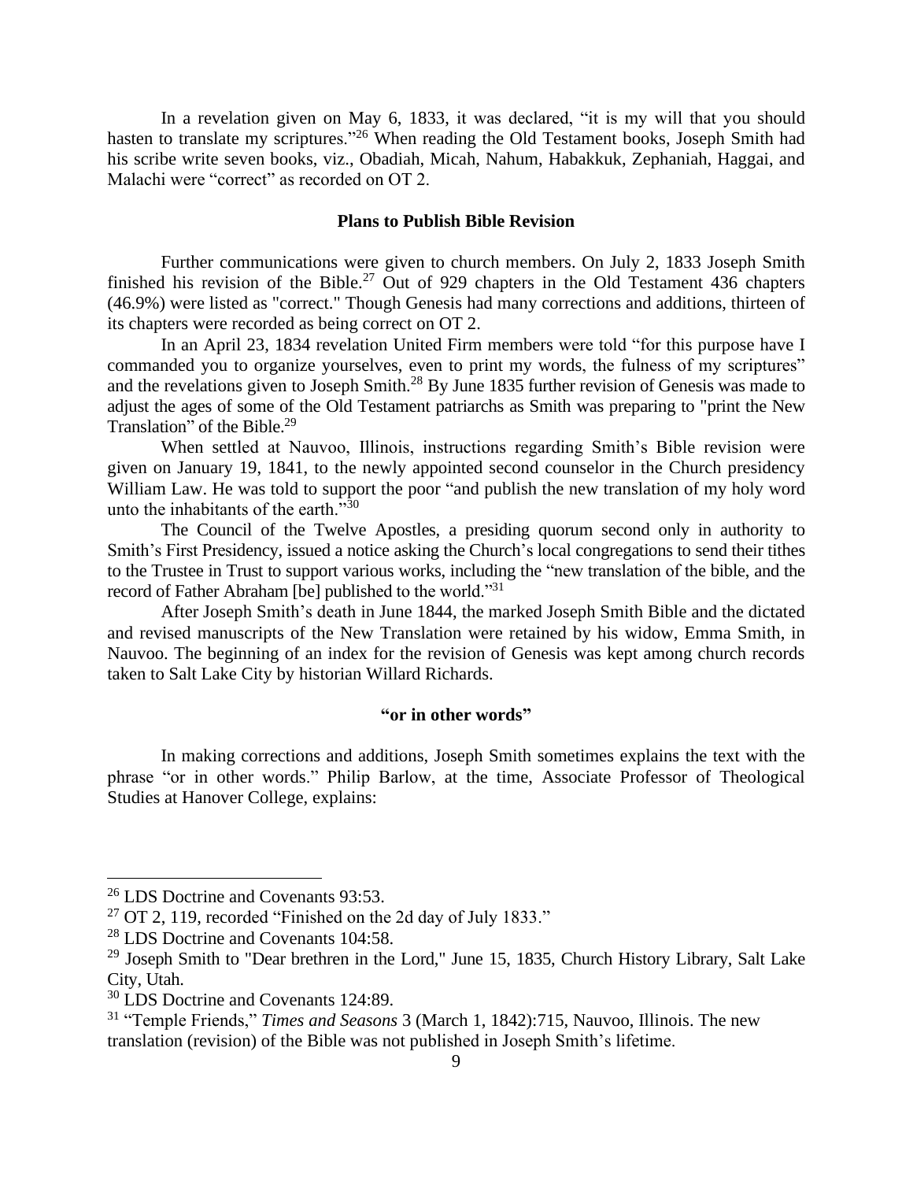In a revelation given on May 6, 1833, it was declared, "it is my will that you should hasten to translate my scriptures."[26] When reading the Old Testament books, Joseph Smith had his scribe write seven books, viz., Obadiah, Micah, Nahum, Habakkuk, Zephaniah, Haggai, and Malachi were "correct" as recorded on OT 2.

## Plans to Publish Bible Revision

Further communications were given to church members. On July 2, 1833 Joseph Smith finished his revision of the Bible.[27] Out of 929 chapters in the Old Testament 436 chapters (46.9%) were listed as "correct." Though Genesis had many corrections and additions, thirteen of its chapters were recorded as being correct on OT 2.

In an April 23, 1834 revelation United Firm members were told "for this purpose have I commanded you to organize yourselves, even to print my words, the fulness of my scriptures" and the revelations given to Joseph Smith.[28] By June 1835 further revision of Genesis was made to adjust the ages of some of the Old Testament patriarchs as Smith was preparing to "print the New Translation" of the Bible.[29]

When settled at Nauvoo, Illinois, instructions regarding Smith's Bible revision were given on January 19, 1841, to the newly appointed second counselor in the Church presidency William Law. He was told to support the poor "and publish the new translation of my holy word unto the inhabitants of the earth."[30]

The Council of the Twelve Apostles, a presiding quorum second only in authority to Smith's First Presidency, issued a notice asking the Church's local congregations to send their tithes to the Trustee in Trust to support various works, including the "new translation of the bible, and the record of Father Abraham [be] published to the world."[31]

After Joseph Smith's death in June 1844, the marked Joseph Smith Bible and the dictated and revised manuscripts of the New Translation were retained by his widow, Emma Smith, in Nauvoo. The beginning of an index for the revision of Genesis was kept among church records taken to Salt Lake City by historian Willard Richards.

## "or in other words"

In making corrections and additions, Joseph Smith sometimes explains the text with the phrase "or in other words." Philip Barlow, at the time, Associate Professor of Theological Studies at Hanover College, explains:

---

[26] LDS Doctrine and Covenants 93:53.

[27] OT 2, 119, recorded "Finished on the 2d day of July 1833."

[28] LDS Doctrine and Covenants 104:58.

[29] Joseph Smith to "Dear brethren in the Lord," June 15, 1835, Church History Library, Salt Lake City, Utah.

[30] LDS Doctrine and Covenants 124:89.

[31] "Temple Friends," *Times and Seasons* 3 (March 1, 1842):715, Nauvoo, Illinois. The new translation (revision) of the Bible was not published in Joseph Smith's lifetime.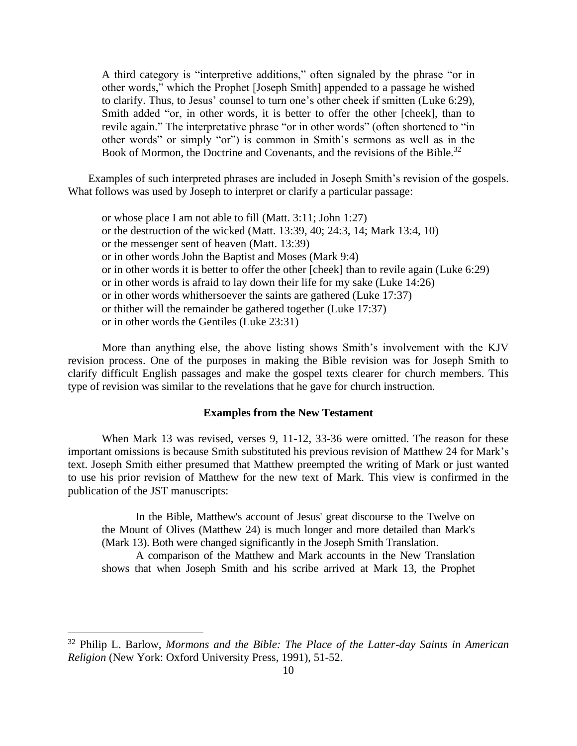> A third category is "interpretive additions," often signaled by the phrase "or in other words," which the Prophet [Joseph Smith] appended to a passage he wished to clarify. Thus, to Jesus' counsel to turn one's other cheek if smitten (Luke 6:29), Smith added "or, in other words, it is better to offer the other [cheek], than to revile again." The interpretative phrase "or in other words" (often shortened to "in other words" or simply "or") is common in Smith's sermons as well as in the Book of Mormon, the Doctrine and Covenants, and the revisions of the Bible.[32]

Examples of such interpreted phrases are included in Joseph Smith's revision of the gospels. What follows was used by Joseph to interpret or clarify a particular passage:

> or whose place I am not able to fill (Matt. 3:11; John 1:27)
> or the destruction of the wicked (Matt. 13:39, 40; 24:3, 14; Mark 13:4, 10)
> or the messenger sent of heaven (Matt. 13:39)
> or in other words John the Baptist and Moses (Mark 9:4)
> or in other words it is better to offer the other [cheek] than to revile again (Luke 6:29)
> or in other words is afraid to lay down their life for my sake (Luke 14:26)
> or in other words whithersoever the saints are gathered (Luke 17:37)
> or thither will the remainder be gathered together (Luke 17:37)
> or in other words the Gentiles (Luke 23:31)

More than anything else, the above listing shows Smith's involvement with the KJV revision process. One of the purposes in making the Bible revision was for Joseph Smith to clarify difficult English passages and make the gospel texts clearer for church members. This type of revision was similar to the revelations that he gave for church instruction.

### Examples from the New Testament

When Mark 13 was revised, verses 9, 11-12, 33-36 were omitted. The reason for these important omissions is because Smith substituted his previous revision of Matthew 24 for Mark's text. Joseph Smith either presumed that Matthew preempted the writing of Mark or just wanted to use his prior revision of Matthew for the new text of Mark. This view is confirmed in the publication of the JST manuscripts:

> In the Bible, Matthew's account of Jesus' great discourse to the Twelve on the Mount of Olives (Matthew 24) is much longer and more detailed than Mark's (Mark 13). Both were changed significantly in the Joseph Smith Translation.
>
> A comparison of the Matthew and Mark accounts in the New Translation shows that when Joseph Smith and his scribe arrived at Mark 13, the Prophet

---

[32] Philip L. Barlow, *Mormons and the Bible: The Place of the Latter-day Saints in American Religion* (New York: Oxford University Press, 1991), 51-52.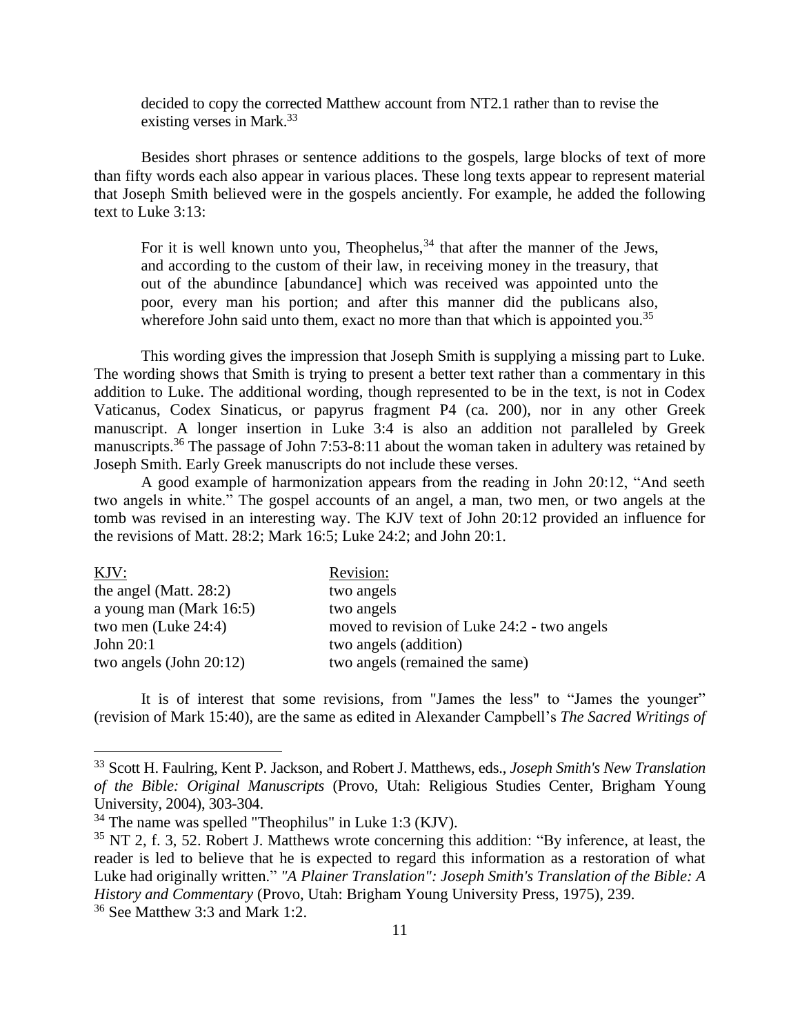decided to copy the corrected Matthew account from NT2.1 rather than to revise the existing verses in Mark.[33]

Besides short phrases or sentence additions to the gospels, large blocks of text of more than fifty words each also appear in various places. These long texts appear to represent material that Joseph Smith believed were in the gospels anciently. For example, he added the following text to Luke 3:13:

> For it is well known unto you, Theophelus,[34] that after the manner of the Jews, and according to the custom of their law, in receiving money in the treasury, that out of the abundince [abundance] which was received was appointed unto the poor, every man his portion; and after this manner did the publicans also, wherefore John said unto them, exact no more than that which is appointed you.[35]

This wording gives the impression that Joseph Smith is supplying a missing part to Luke. The wording shows that Smith is trying to present a better text rather than a commentary in this addition to Luke. The additional wording, though represented to be in the text, is not in Codex Vaticanus, Codex Sinaticus, or papyrus fragment P4 (ca. 200), nor in any other Greek manuscript. A longer insertion in Luke 3:4 is also an addition not paralleled by Greek manuscripts.[36] The passage of John 7:53-8:11 about the woman taken in adultery was retained by Joseph Smith. Early Greek manuscripts do not include these verses.

A good example of harmonization appears from the reading in John 20:12, "And seeth two angels in white." The gospel accounts of an angel, a man, two men, or two angels at the tomb was revised in an interesting way. The KJV text of John 20:12 provided an influence for the revisions of Matt. 28:2; Mark 16:5; Luke 24:2; and John 20:1.

| KJV: | Revision: |
|---|---|
| the angel (Matt. 28:2) | two angels |
| a young man (Mark 16:5) | two angels |
| two men (Luke 24:4) | moved to revision of Luke 24:2 - two angels |
| John 20:1 | two angels (addition) |
| two angels (John 20:12) | two angels (remained the same) |

It is of interest that some revisions, from "James the less" to "James the younger" (revision of Mark 15:40), are the same as edited in Alexander Campbell's *The Sacred Writings of*

---

[33] Scott H. Faulring, Kent P. Jackson, and Robert J. Matthews, eds., *Joseph Smith's New Translation of the Bible: Original Manuscripts* (Provo, Utah: Religious Studies Center, Brigham Young University, 2004), 303-304.

[34] The name was spelled "Theophilus" in Luke 1:3 (KJV).

[35] NT 2, f. 3, 52. Robert J. Matthews wrote concerning this addition: "By inference, at least, the reader is led to believe that he is expected to regard this information as a restoration of what Luke had originally written." *"A Plainer Translation": Joseph Smith's Translation of the Bible: A History and Commentary* (Provo, Utah: Brigham Young University Press, 1975), 239.

[36] See Matthew 3:3 and Mark 1:2.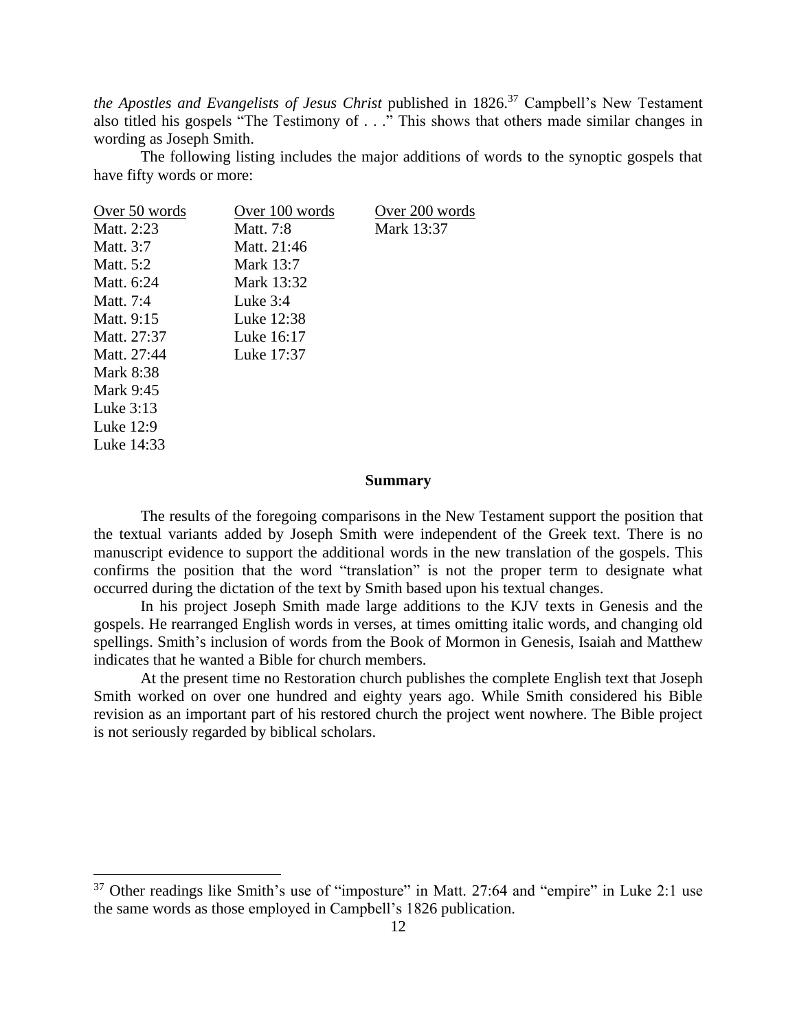*the Apostles and Evangelists of Jesus Christ* published in 1826.[37] Campbell's New Testament also titled his gospels "The Testimony of . . ." This shows that others made similar changes in wording as Joseph Smith.

The following listing includes the major additions of words to the synoptic gospels that have fifty words or more:

| Over 50 words | Over 100 words | Over 200 words |
|---|---|---|
| Matt. 2:23 | Matt. 7:8 | Mark 13:37 |
| Matt. 3:7 | Matt. 21:46 | |
| Matt. 5:2 | Mark 13:7 | |
| Matt. 6:24 | Mark 13:32 | |
| Matt. 7:4 | Luke 3:4 | |
| Matt. 9:15 | Luke 12:38 | |
| Matt. 27:37 | Luke 16:17 | |
| Matt. 27:44 | Luke 17:37 | |
| Mark 8:38 | | |
| Mark 9:45 | | |
| Luke 3:13 | | |
| Luke 12:9 | | |
| Luke 14:33 | | |

## Summary

The results of the foregoing comparisons in the New Testament support the position that the textual variants added by Joseph Smith were independent of the Greek text. There is no manuscript evidence to support the additional words in the new translation of the gospels. This confirms the position that the word "translation" is not the proper term to designate what occurred during the dictation of the text by Smith based upon his textual changes.

In his project Joseph Smith made large additions to the KJV texts in Genesis and the gospels. He rearranged English words in verses, at times omitting italic words, and changing old spellings. Smith's inclusion of words from the Book of Mormon in Genesis, Isaiah and Matthew indicates that he wanted a Bible for church members.

At the present time no Restoration church publishes the complete English text that Joseph Smith worked on over one hundred and eighty years ago. While Smith considered his Bible revision as an important part of his restored church the project went nowhere. The Bible project is not seriously regarded by biblical scholars.

[37] Other readings like Smith's use of "imposture" in Matt. 27:64 and "empire" in Luke 2:1 use the same words as those employed in Campbell's 1826 publication.